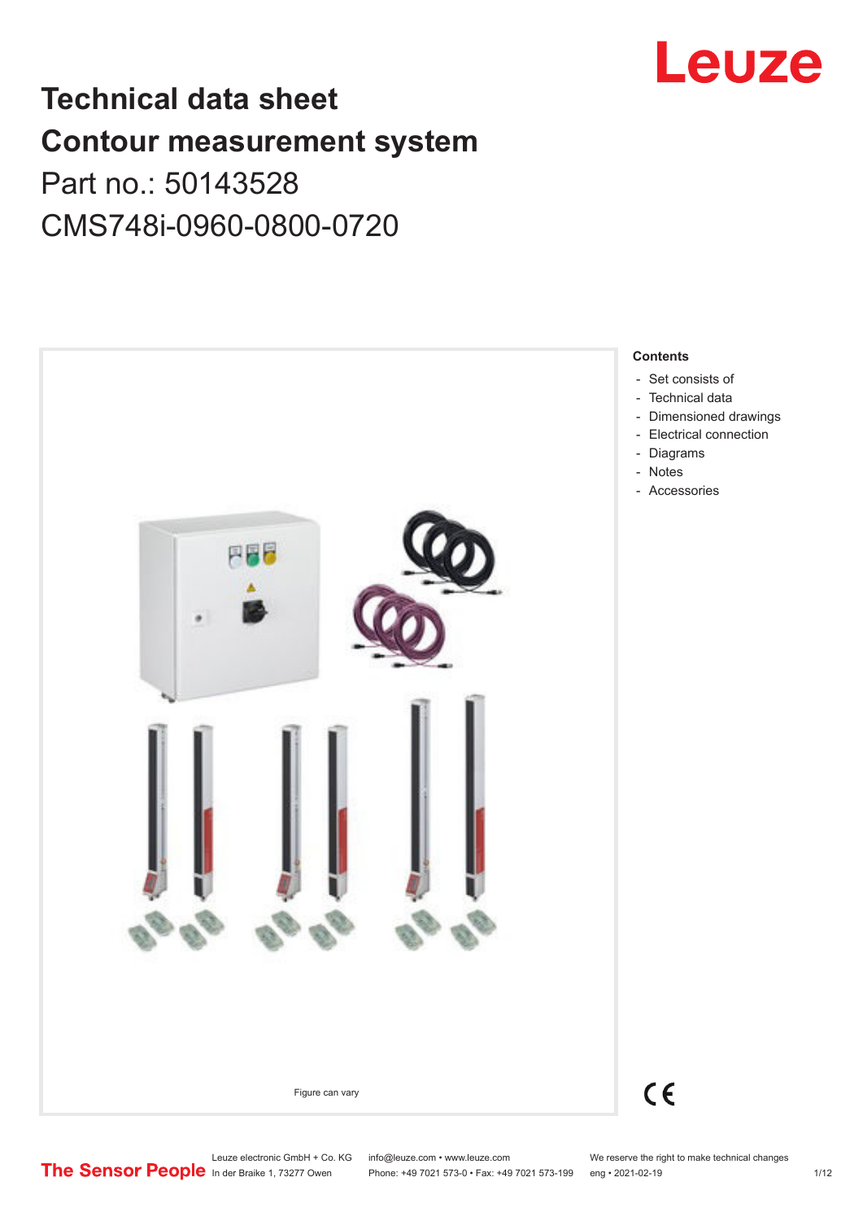# Technical data sheet

# Contour measurement system

Part no.: 50143528

CMS748i-0960-0800-0720

Figure can vary

**Contents**

- Set consists of
- Technical data
- Dimensioned drawings
- Electrical connection
- Diagrams
- Notes
- Accessories

Leuze electronic GmbH + Co. KG
In der Braike 1, 73277 Owen

info@leuze.com • www.leuze.com
Phone: +49 7021 573-0 • Fax: +49 7021 573-199

We reserve the right to make technical changes
eng • 2021-02-19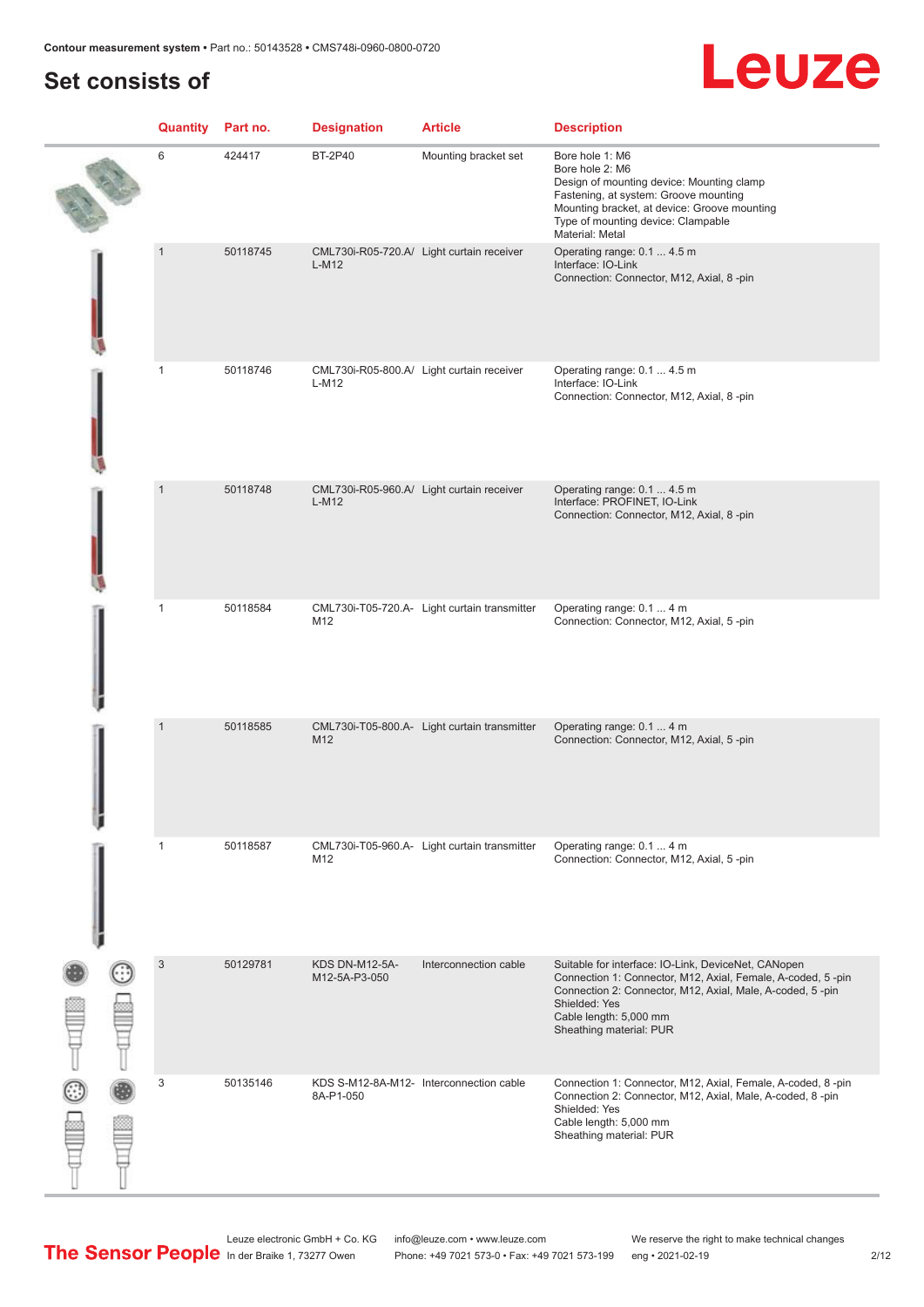## Set consists of

| Quantity | Part no. | Designation | Article | Description |
|---|---|---|---|---|
| 6 | 424417 | BT-2P40 | Mounting bracket set | Bore hole 1: M6<br>Bore hole 2: M6<br>Design of mounting device: Mounting clamp<br>Fastening, at system: Groove mounting<br>Mounting bracket, at device: Groove mounting<br>Type of mounting device: Clampable<br>Material: Metal |
| 1 | 50118745 | CML730i-R05-720.A/L-M12 | Light curtain receiver | Operating range: 0.1 ... 4.5 m<br>Interface: IO-Link<br>Connection: Connector, M12, Axial, 8 -pin |
| 1 | 50118746 | CML730i-R05-800.A/L-M12 | Light curtain receiver | Operating range: 0.1 ... 4.5 m<br>Interface: IO-Link<br>Connection: Connector, M12, Axial, 8 -pin |
| 1 | 50118748 | CML730i-R05-960.A/L-M12 | Light curtain receiver | Operating range: 0.1 ... 4.5 m<br>Interface: PROFINET, IO-Link<br>Connection: Connector, M12, Axial, 8 -pin |
| 1 | 50118584 | CML730i-T05-720.A-M12 | Light curtain transmitter | Operating range: 0.1 ... 4 m<br>Connection: Connector, M12, Axial, 5 -pin |
| 1 | 50118585 | CML730i-T05-800.A-M12 | Light curtain transmitter | Operating range: 0.1 ... 4 m<br>Connection: Connector, M12, Axial, 5 -pin |
| 1 | 50118587 | CML730i-T05-960.A-M12 | Light curtain transmitter | Operating range: 0.1 ... 4 m<br>Connection: Connector, M12, Axial, 5 -pin |
| 3 | 50129781 | KDS DN-M12-5A-M12-5A-P3-050 | Interconnection cable | Suitable for interface: IO-Link, DeviceNet, CANopen<br>Connection 1: Connector, M12, Axial, Female, A-coded, 5 -pin<br>Connection 2: Connector, M12, Axial, Male, A-coded, 5 -pin<br>Shielded: Yes<br>Cable length: 5,000 mm<br>Sheathing material: PUR |
| 3 | 50135146 | KDS S-M12-8A-M12-8A-P1-050 | Interconnection cable | Connection 1: Connector, M12, Axial, Female, A-coded, 8 -pin<br>Connection 2: Connector, M12, Axial, Male, A-coded, 8 -pin<br>Shielded: Yes<br>Cable length: 5,000 mm<br>Sheathing material: PUR |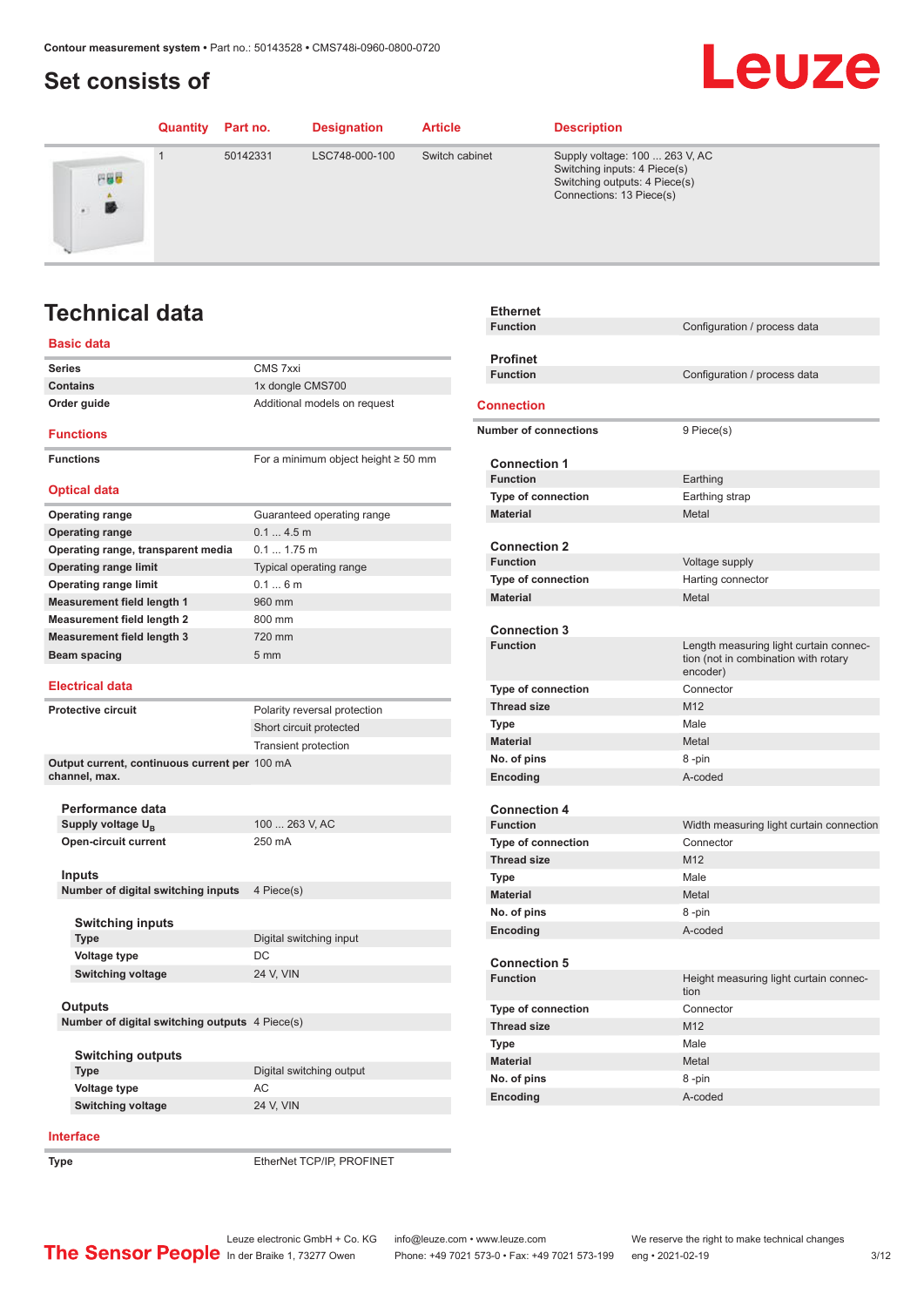# Set consists of

| Quantity | Part no. | Designation | Article | Description |
|---|---|---|---|---|
| 1 | 50142331 | LSC748-000-100 | Switch cabinet | Supply voltage: 100 ... 263 V, AC<br>Switching inputs: 4 Piece(s)<br>Switching outputs: 4 Piece(s)<br>Connections: 13 Piece(s) |

# Technical data

## Basic data

| | |
|---|---|
| **Series** | CMS 7xxi |
| **Contains** | 1x dongle CMS700 |
| **Order guide** | Additional models on request |

## Functions

| | |
|---|---|
| **Functions** | For a minimum object height ≥ 50 mm |

## Optical data

| | |
|---|---|
| **Operating range** | Guaranteed operating range |
| **Operating range** | 0.1 ... 4.5 m |
| **Operating range, transparent media** | 0.1 ... 1.75 m |
| **Operating range limit** | Typical operating range |
| **Operating range limit** | 0.1 ... 6 m |
| **Measurement field length 1** | 960 mm |
| **Measurement field length 2** | 800 mm |
| **Measurement field length 3** | 720 mm |
| **Beam spacing** | 5 mm |

## Electrical data

| | |
|---|---|
| **Protective circuit** | Polarity reversal protection |
| | Short circuit protected |
| | Transient protection |
| **Output current, continuous current per channel, max.** | 100 mA |

### Performance data

| | |
|---|---|
| **Supply voltage $U_B$** | 100 ... 263 V, AC |
| **Open-circuit current** | 250 mA |

### Inputs

| | |
|---|---|
| **Number of digital switching inputs** | 4 Piece(s) |

#### Switching inputs

| | |
|---|---|
| **Type** | Digital switching input |
| **Voltage type** | DC |
| **Switching voltage** | 24 V, VIN |

### Outputs

| | |
|---|---|
| **Number of digital switching outputs** | 4 Piece(s) |

#### Switching outputs

| | |
|---|---|
| **Type** | Digital switching output |
| **Voltage type** | AC |
| **Switching voltage** | 24 V, VIN |

## Interface

| | |
|---|---|
| **Type** | EtherNet TCP/IP, PROFINET |

### Ethernet

| | |
|---|---|
| **Function** | Configuration / process data |

### Profinet

| | |
|---|---|
| **Function** | Configuration / process data |

## Connection

| | |
|---|---|
| **Number of connections** | 9 Piece(s) |

### Connection 1

| | |
|---|---|
| **Function** | Earthing |
| **Type of connection** | Earthing strap |
| **Material** | Metal |

### Connection 2

| | |
|---|---|
| **Function** | Voltage supply |
| **Type of connection** | Harting connector |
| **Material** | Metal |

### Connection 3

| | |
|---|---|
| **Function** | Length measuring light curtain connection (not in combination with rotary encoder) |
| **Type of connection** | Connector |
| **Thread size** | M12 |
| **Type** | Male |
| **Material** | Metal |
| **No. of pins** | 8 -pin |
| **Encoding** | A-coded |

### Connection 4

| | |
|---|---|
| **Function** | Width measuring light curtain connection |
| **Type of connection** | Connector |
| **Thread size** | M12 |
| **Type** | Male |
| **Material** | Metal |
| **No. of pins** | 8 -pin |
| **Encoding** | A-coded |

### Connection 5

| | |
|---|---|
| **Function** | Height measuring light curtain connection |
| **Type of connection** | Connector |
| **Thread size** | M12 |
| **Type** | Male |
| **Material** | Metal |
| **No. of pins** | 8 -pin |
| **Encoding** | A-coded |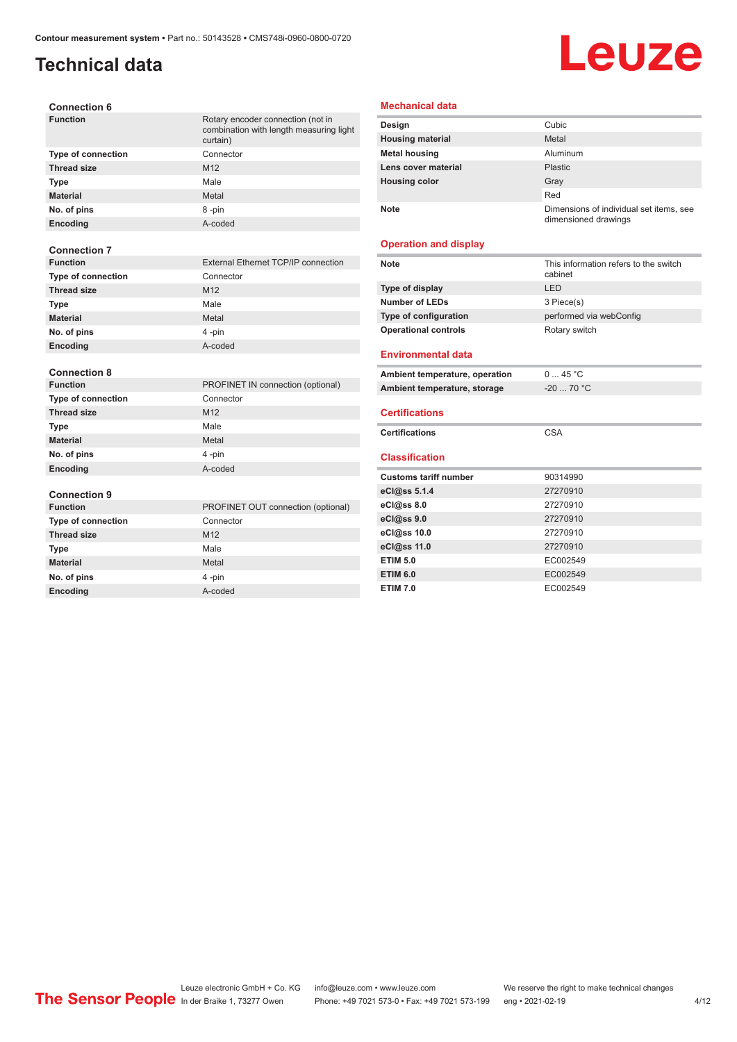# Technical data

### Connection 6

| | |
|---|---|
| **Function** | Rotary encoder connection (not in combination with length measuring light curtain) |
| **Type of connection** | Connector |
| **Thread size** | M12 |
| **Type** | Male |
| **Material** | Metal |
| **No. of pins** | 8 -pin |
| **Encoding** | A-coded |

### Connection 7

| | |
|---|---|
| **Function** | External Ethernet TCP/IP connection |
| **Type of connection** | Connector |
| **Thread size** | M12 |
| **Type** | Male |
| **Material** | Metal |
| **No. of pins** | 4 -pin |
| **Encoding** | A-coded |

### Connection 8

| | |
|---|---|
| **Function** | PROFINET IN connection (optional) |
| **Type of connection** | Connector |
| **Thread size** | M12 |
| **Type** | Male |
| **Material** | Metal |
| **No. of pins** | 4 -pin |
| **Encoding** | A-coded |

### Connection 9

| | |
|---|---|
| **Function** | PROFINET OUT connection (optional) |
| **Type of connection** | Connector |
| **Thread size** | M12 |
| **Type** | Male |
| **Material** | Metal |
| **No. of pins** | 4 -pin |
| **Encoding** | A-coded |

## Mechanical data

| | |
|---|---|
| **Design** | Cubic |
| **Housing material** | Metal |
| **Metal housing** | Aluminum |
| **Lens cover material** | Plastic |
| **Housing color** | Gray |
| | Red |
| **Note** | Dimensions of individual set items, see dimensioned drawings |

## Operation and display

| | |
|---|---|
| **Note** | This information refers to the switch cabinet |
| **Type of display** | LED |
| **Number of LEDs** | 3 Piece(s) |
| **Type of configuration** | performed via webConfig |
| **Operational controls** | Rotary switch |

## Environmental data

| | |
|---|---|
| **Ambient temperature, operation** | 0 ... 45 °C |
| **Ambient temperature, storage** | -20 ... 70 °C |

## Certifications

| | |
|---|---|
| **Certifications** | CSA |

## Classification

| | |
|---|---|
| **Customs tariff number** | 90314990 |
| **eCl@ss 5.1.4** | 27270910 |
| **eCl@ss 8.0** | 27270910 |
| **eCl@ss 9.0** | 27270910 |
| **eCl@ss 10.0** | 27270910 |
| **eCl@ss 11.0** | 27270910 |
| **ETIM 5.0** | EC002549 |
| **ETIM 6.0** | EC002549 |
| **ETIM 7.0** | EC002549 |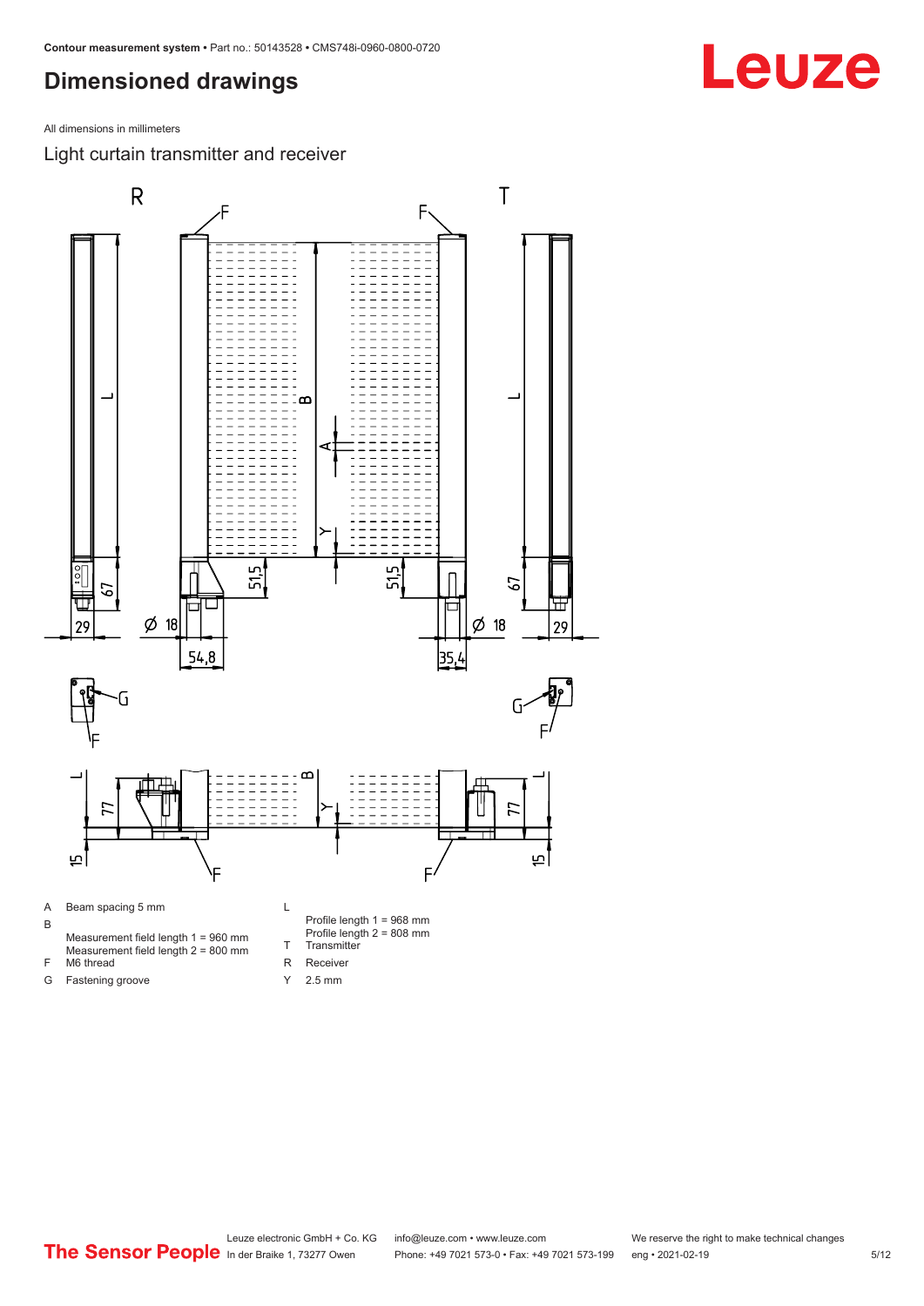# Dimensioned drawings

All dimensions in millimeters

## Light curtain transmitter and receiver

A Beam spacing 5 mm

B Measurement field length 1 = 960 mm
Measurement field length 2 = 800 mm

F M6 thread

G Fastening groove

L Profile length 1 = 968 mm
Profile length 2 = 808 mm

T Transmitter

R Receiver

Y 2.5 mm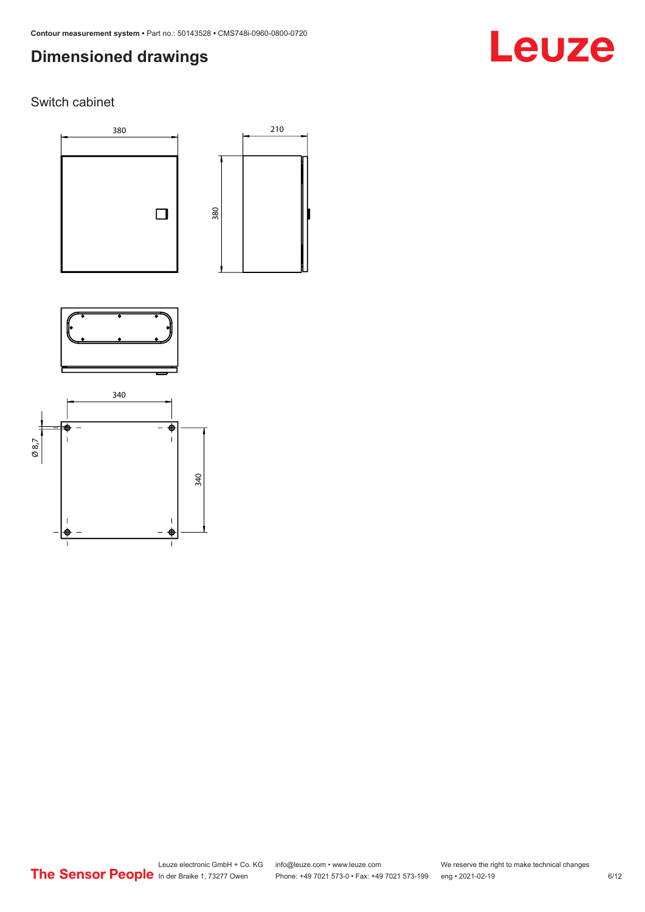# Dimensioned drawings

## Switch cabinet

380

210

380

340

Ø 8,7

340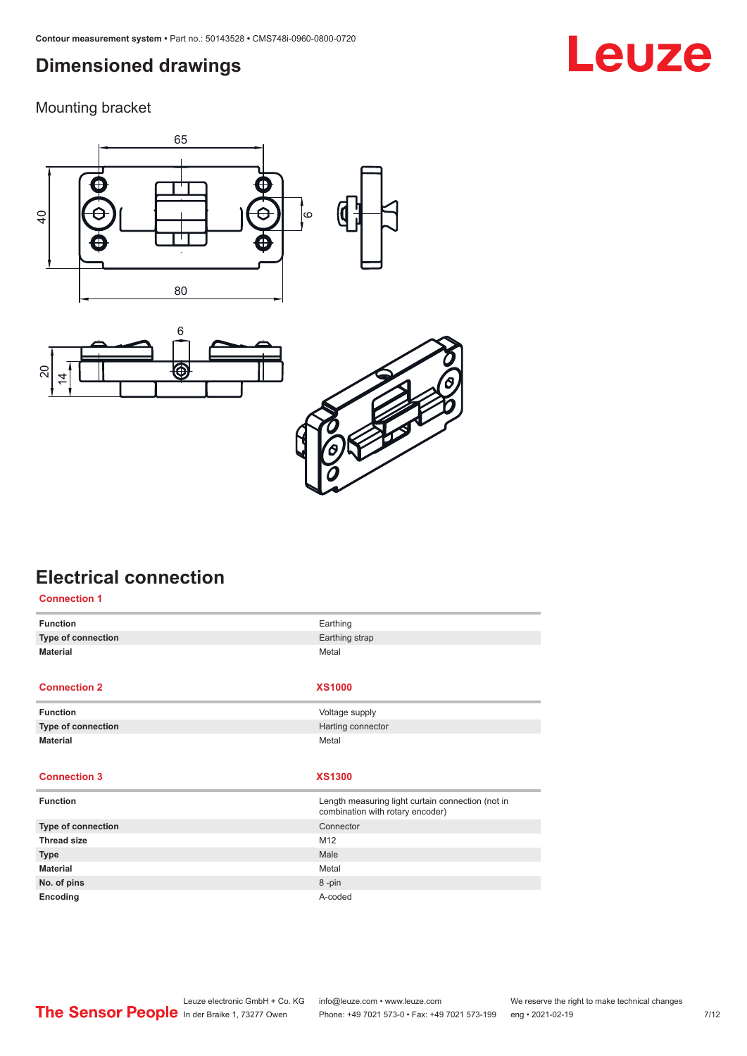## Dimensioned drawings

### Mounting bracket

## Electrical connection

**Connection 1**

| | |
|---|---|
| **Function** | Earthing |
| **Type of connection** | Earthing strap |
| **Material** | Metal |

| **Connection 2** | **XS1000** |
|---|---|
| **Function** | Voltage supply |
| **Type of connection** | Harting connector |
| **Material** | Metal |

| **Connection 3** | **XS1300** |
|---|---|
| **Function** | Length measuring light curtain connection (not in combination with rotary encoder) |
| **Type of connection** | Connector |
| **Thread size** | M12 |
| **Type** | Male |
| **Material** | Metal |
| **No. of pins** | 8 -pin |
| **Encoding** | A-coded |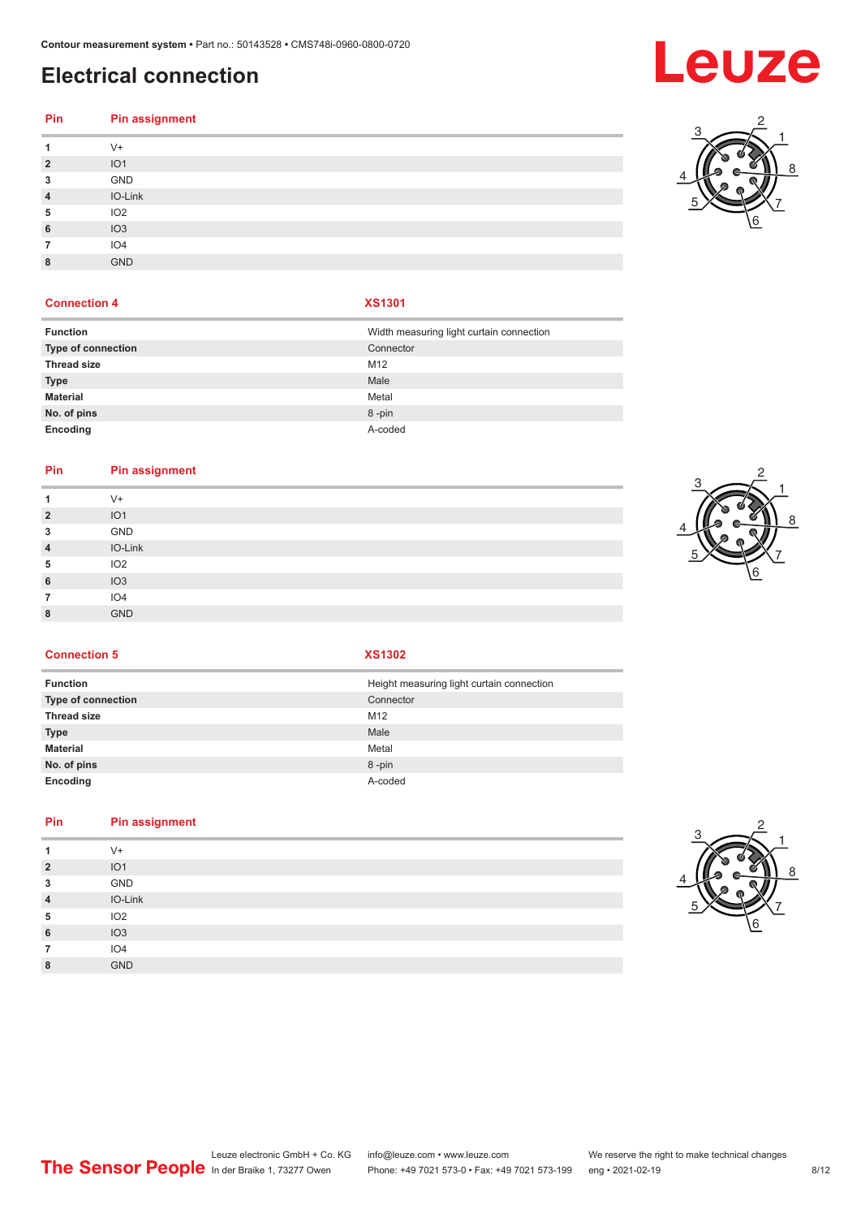# Electrical connection

| Pin | Pin assignment |
|---|---|
| 1 | V+ |
| 2 | IO1 |
| 3 | GND |
| 4 | IO-Link |
| 5 | IO2 |
| 6 | IO3 |
| 7 | IO4 |
| 8 | GND |

| Connection 4 | XS1301 |
|---|---|
| **Function** | Width measuring light curtain connection |
| **Type of connection** | Connector |
| **Thread size** | M12 |
| **Type** | Male |
| **Material** | Metal |
| **No. of pins** | 8 -pin |
| **Encoding** | A-coded |

| Pin | Pin assignment |
|---|---|
| 1 | V+ |
| 2 | IO1 |
| 3 | GND |
| 4 | IO-Link |
| 5 | IO2 |
| 6 | IO3 |
| 7 | IO4 |
| 8 | GND |

| Connection 5 | XS1302 |
|---|---|
| **Function** | Height measuring light curtain connection |
| **Type of connection** | Connector |
| **Thread size** | M12 |
| **Type** | Male |
| **Material** | Metal |
| **No. of pins** | 8 -pin |
| **Encoding** | A-coded |

| Pin | Pin assignment |
|---|---|
| 1 | V+ |
| 2 | IO1 |
| 3 | GND |
| 4 | IO-Link |
| 5 | IO2 |
| 6 | IO3 |
| 7 | IO4 |
| 8 | GND |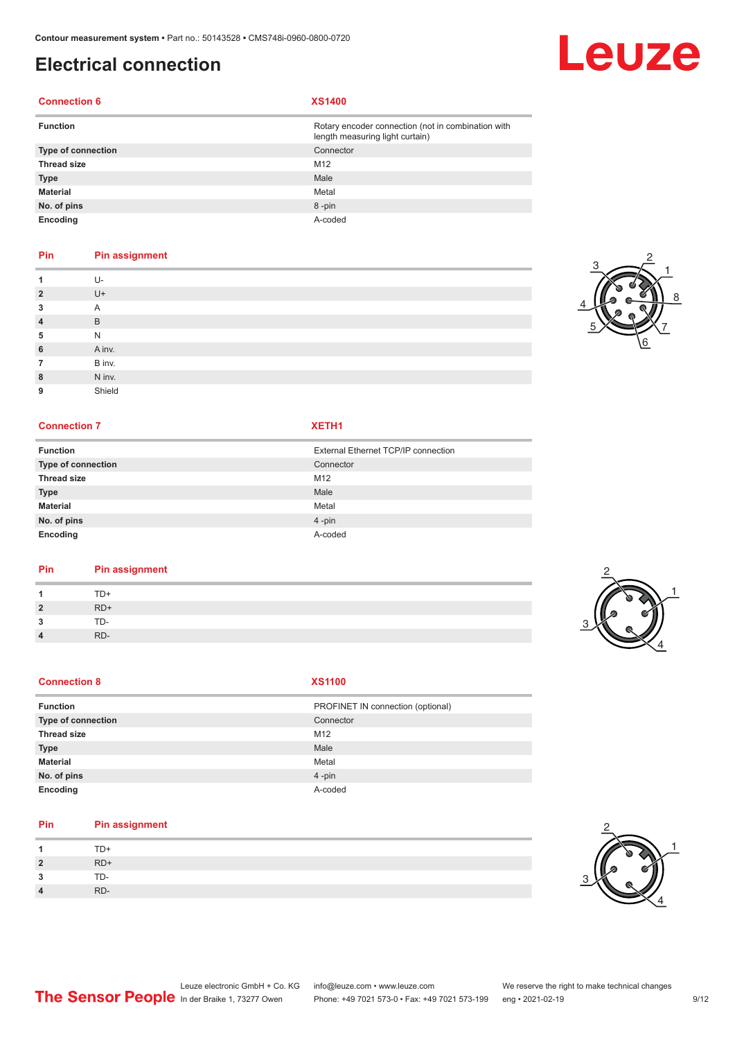# Electrical connection

| Connection 6 | XS1400 |
|---|---|
| Function | Rotary encoder connection (not in combination with length measuring light curtain) |
| Type of connection | Connector |
| Thread size | M12 |
| Type | Male |
| Material | Metal |
| No. of pins | 8 -pin |
| Encoding | A-coded |

| Pin | Pin assignment |
|---|---|
| 1 | U- |
| 2 | U+ |
| 3 | A |
| 4 | B |
| 5 | N |
| 6 | A inv. |
| 7 | B inv. |
| 8 | N inv. |
| 9 | Shield |

| Connection 7 | XETH1 |
|---|---|
| Function | External Ethernet TCP/IP connection |
| Type of connection | Connector |
| Thread size | M12 |
| Type | Male |
| Material | Metal |
| No. of pins | 4 -pin |
| Encoding | A-coded |

| Pin | Pin assignment |
|---|---|
| 1 | TD+ |
| 2 | RD+ |
| 3 | TD- |
| 4 | RD- |

| Connection 8 | XS1100 |
|---|---|
| Function | PROFINET IN connection (optional) |
| Type of connection | Connector |
| Thread size | M12 |
| Type | Male |
| Material | Metal |
| No. of pins | 4 -pin |
| Encoding | A-coded |

| Pin | Pin assignment |
|---|---|
| 1 | TD+ |
| 2 | RD+ |
| 3 | TD- |
| 4 | RD- |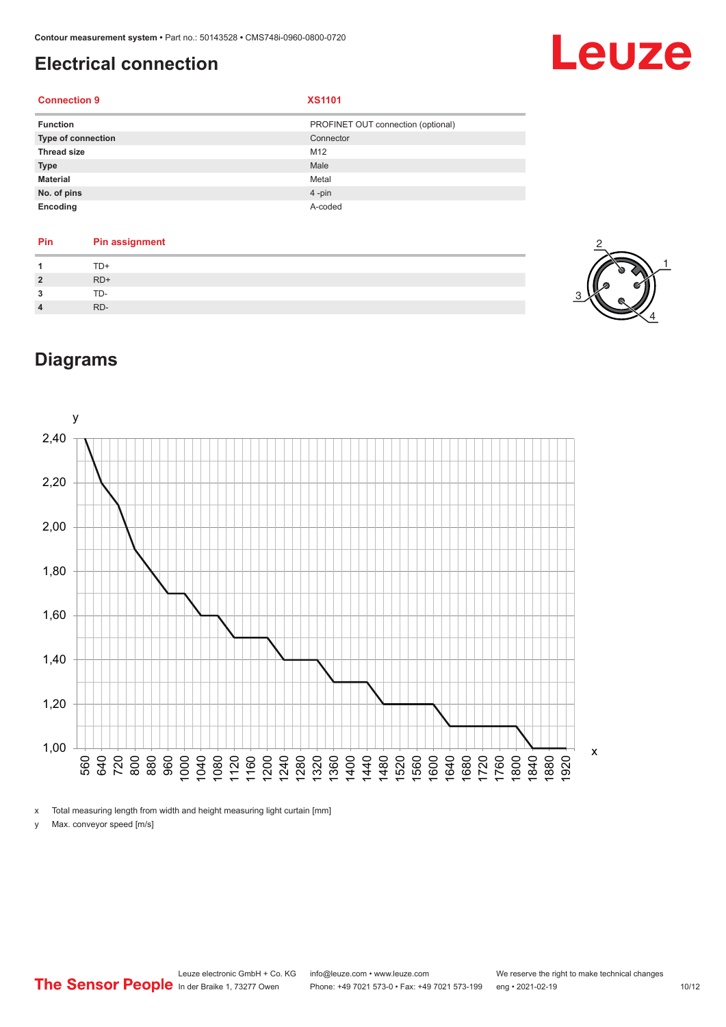## Electrical connection

| Connection 9 | XS1101 |
|---|---|
| Function | PROFINET OUT connection (optional) |
| Type of connection | Connector |
| Thread size | M12 |
| Type | Male |
| Material | Metal |
| No. of pins | 4 -pin |
| Encoding | A-coded |

| Pin | Pin assignment |
|---|---|
| 1 | TD+ |
| 2 | RD+ |
| 3 | TD- |
| 4 | RD- |

## Diagrams

x Total measuring length from width and height measuring light curtain [mm]

y Max. conveyor speed [m/s]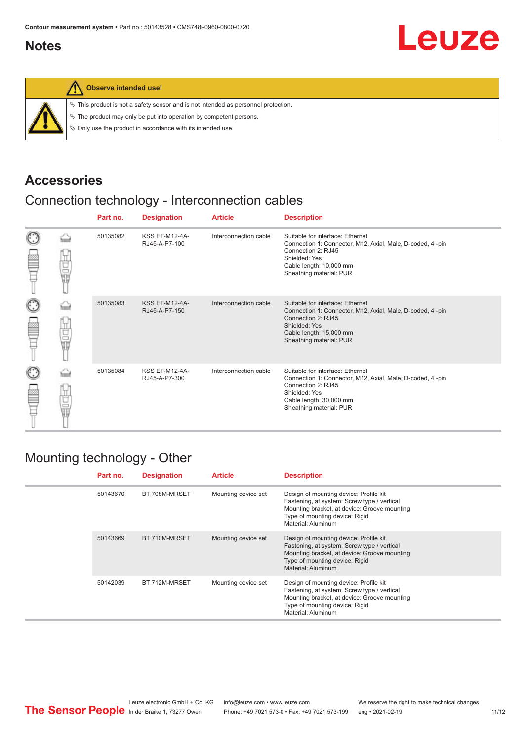## Notes

**Observe intended use!**

- This product is not a safety sensor and is not intended as personnel protection.
- The product may only be put into operation by competent persons.
- Only use the product in accordance with its intended use.

## Accessories

### Connection technology - Interconnection cables

| Part no. | Designation | Article | Description |
|---|---|---|---|
| 50135082 | KSS ET-M12-4A-RJ45-A-P7-100 | Interconnection cable | Suitable for interface: Ethernet<br>Connection 1: Connector, M12, Axial, Male, D-coded, 4 -pin<br>Connection 2: RJ45<br>Shielded: Yes<br>Cable length: 10,000 mm<br>Sheathing material: PUR |
| 50135083 | KSS ET-M12-4A-RJ45-A-P7-150 | Interconnection cable | Suitable for interface: Ethernet<br>Connection 1: Connector, M12, Axial, Male, D-coded, 4 -pin<br>Connection 2: RJ45<br>Shielded: Yes<br>Cable length: 15,000 mm<br>Sheathing material: PUR |
| 50135084 | KSS ET-M12-4A-RJ45-A-P7-300 | Interconnection cable | Suitable for interface: Ethernet<br>Connection 1: Connector, M12, Axial, Male, D-coded, 4 -pin<br>Connection 2: RJ45<br>Shielded: Yes<br>Cable length: 30,000 mm<br>Sheathing material: PUR |

### Mounting technology - Other

| Part no. | Designation | Article | Description |
|---|---|---|---|
| 50143670 | BT 708M-MRSET | Mounting device set | Design of mounting device: Profile kit<br>Fastening, at system: Screw type / vertical<br>Mounting bracket, at device: Groove mounting<br>Type of mounting device: Rigid<br>Material: Aluminum |
| 50143669 | BT 710M-MRSET | Mounting device set | Design of mounting device: Profile kit<br>Fastening, at system: Screw type / vertical<br>Mounting bracket, at device: Groove mounting<br>Type of mounting device: Rigid<br>Material: Aluminum |
| 50142039 | BT 712M-MRSET | Mounting device set | Design of mounting device: Profile kit<br>Fastening, at system: Screw type / vertical<br>Mounting bracket, at device: Groove mounting<br>Type of mounting device: Rigid<br>Material: Aluminum |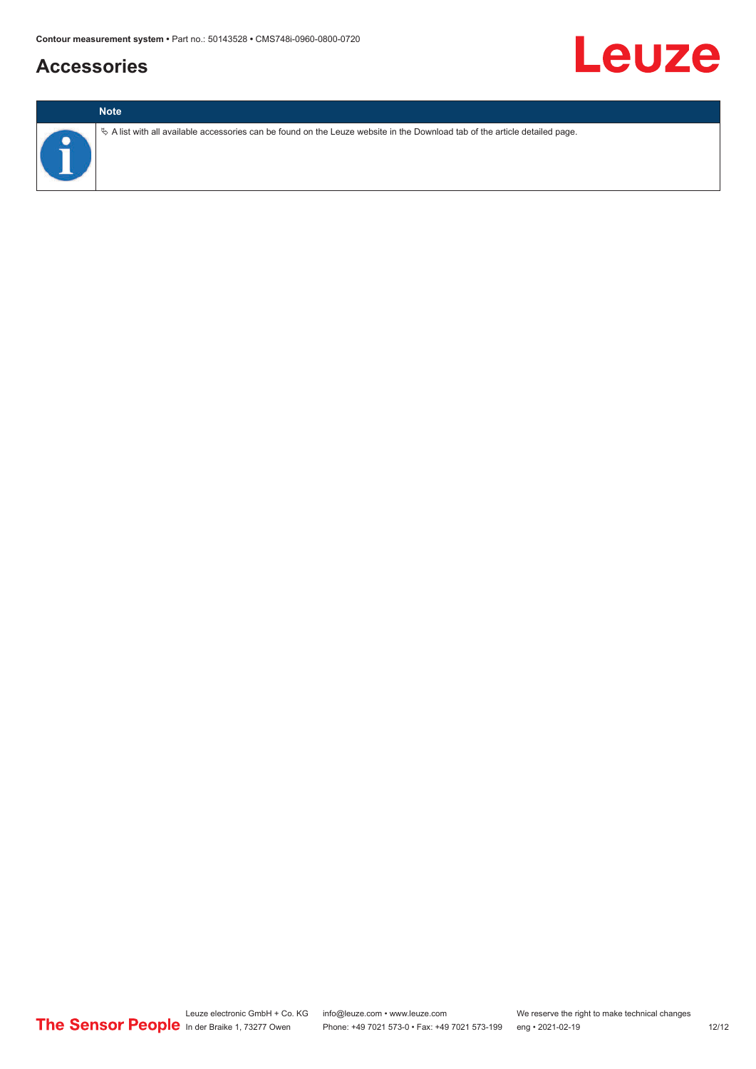## Accessories

| | Note |
|---|---|
| | ✎ A list with all available accessories can be found on the Leuze website in the Download tab of the article detailed page. |